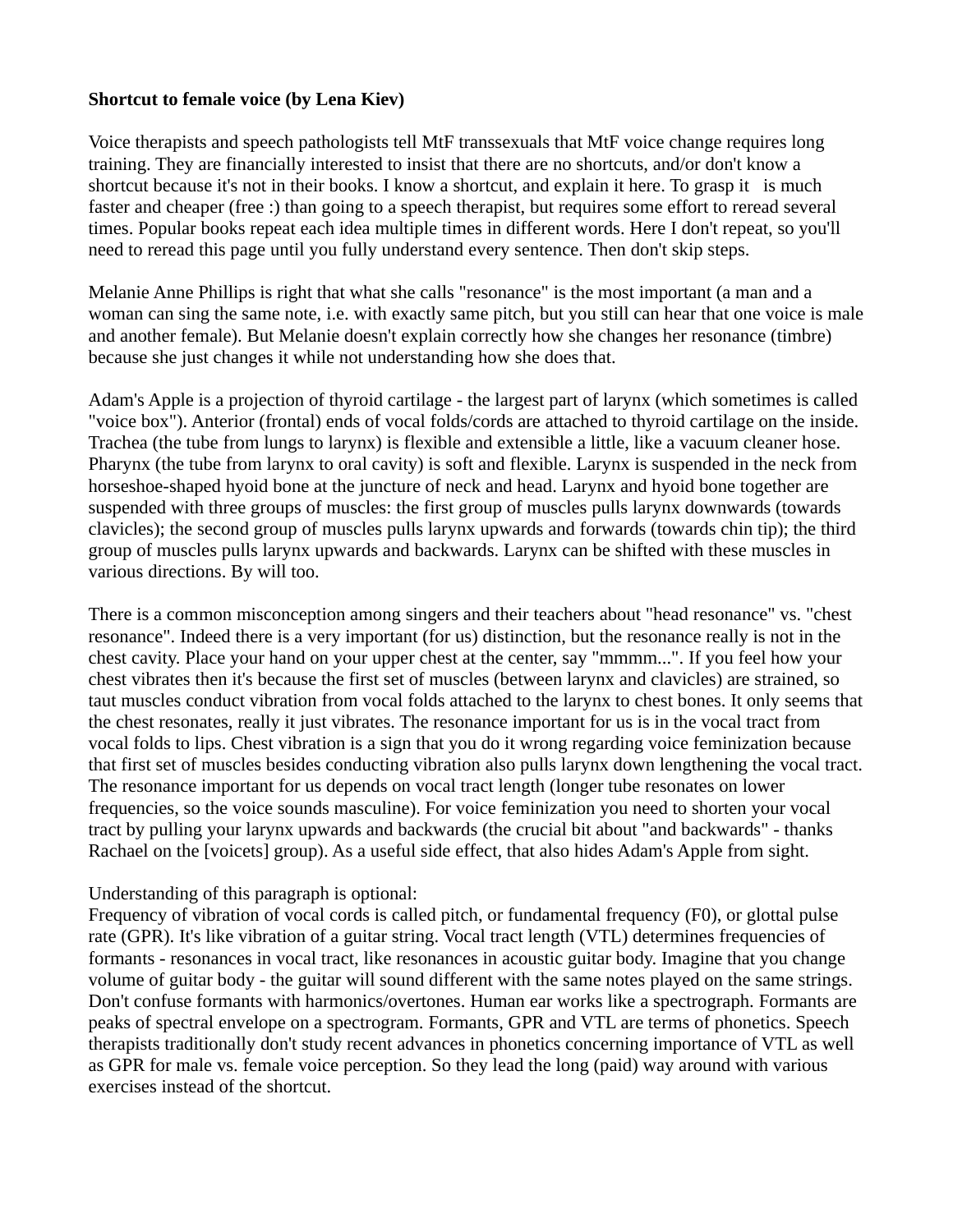**Shortcut to female voice (by Lena Kiev)**

Voice therapists and speech pathologists tell MtF transsexuals that MtF voice change requires long training. They are financially interested to insist that there are no shortcuts, and/or don't know a shortcut because it's not in their books. I know a shortcut, and explain it here. To grasp it is much faster and cheaper (free :) than going to a speech therapist, but requires some effort to reread several times. Popular books repeat each idea multiple times in different words. Here I don't repeat, so you'll need to reread this page until you fully understand every sentence. Then don't skip steps.

Melanie Anne Phillips is right that what she calls "resonance" is the most important (a man and a woman can sing the same note, i.e. with exactly same pitch, but you still can hear that one voice is male and another female). But Melanie doesn't explain correctly how she changes her resonance (timbre) because she just changes it while not understanding how she does that.

Adam's Apple is a projection of thyroid cartilage - the largest part of larynx (which sometimes is called "voice box"). Anterior (frontal) ends of vocal folds/cords are attached to thyroid cartilage on the inside. Trachea (the tube from lungs to larynx) is flexible and extensible a little, like a vacuum cleaner hose. Pharynx (the tube from larynx to oral cavity) is soft and flexible. Larynx is suspended in the neck from horseshoe-shaped hyoid bone at the juncture of neck and head. Larynx and hyoid bone together are suspended with three groups of muscles: the first group of muscles pulls larynx downwards (towards clavicles); the second group of muscles pulls larynx upwards and forwards (towards chin tip); the third group of muscles pulls larynx upwards and backwards. Larynx can be shifted with these muscles in various directions. By will too.

There is a common misconception among singers and their teachers about "head resonance" vs. "chest resonance". Indeed there is a very important (for us) distinction, but the resonance really is not in the chest cavity. Place your hand on your upper chest at the center, say "mmmm...". If you feel how your chest vibrates then it's because the first set of muscles (between larynx and clavicles) are strained, so taut muscles conduct vibration from vocal folds attached to the larynx to chest bones. It only seems that the chest resonates, really it just vibrates. The resonance important for us is in the vocal tract from vocal folds to lips. Chest vibration is a sign that you do it wrong regarding voice feminization because that first set of muscles besides conducting vibration also pulls larynx down lengthening the vocal tract. The resonance important for us depends on vocal tract length (longer tube resonates on lower frequencies, so the voice sounds masculine). For voice feminization you need to shorten your vocal tract by pulling your larynx upwards and backwards (the crucial bit about "and backwards" - thanks Rachael on the [voicets] group). As a useful side effect, that also hides Adam's Apple from sight.

Understanding of this paragraph is optional:
Frequency of vibration of vocal cords is called pitch, or fundamental frequency (F0), or glottal pulse rate (GPR). It's like vibration of a guitar string. Vocal tract length (VTL) determines frequencies of formants - resonances in vocal tract, like resonances in acoustic guitar body. Imagine that you change volume of guitar body - the guitar will sound different with the same notes played on the same strings. Don't confuse formants with harmonics/overtones. Human ear works like a spectrograph. Formants are peaks of spectral envelope on a spectrogram. Formants, GPR and VTL are terms of phonetics. Speech therapists traditionally don't study recent advances in phonetics concerning importance of VTL as well as GPR for male vs. female voice perception. So they lead the long (paid) way around with various exercises instead of the shortcut.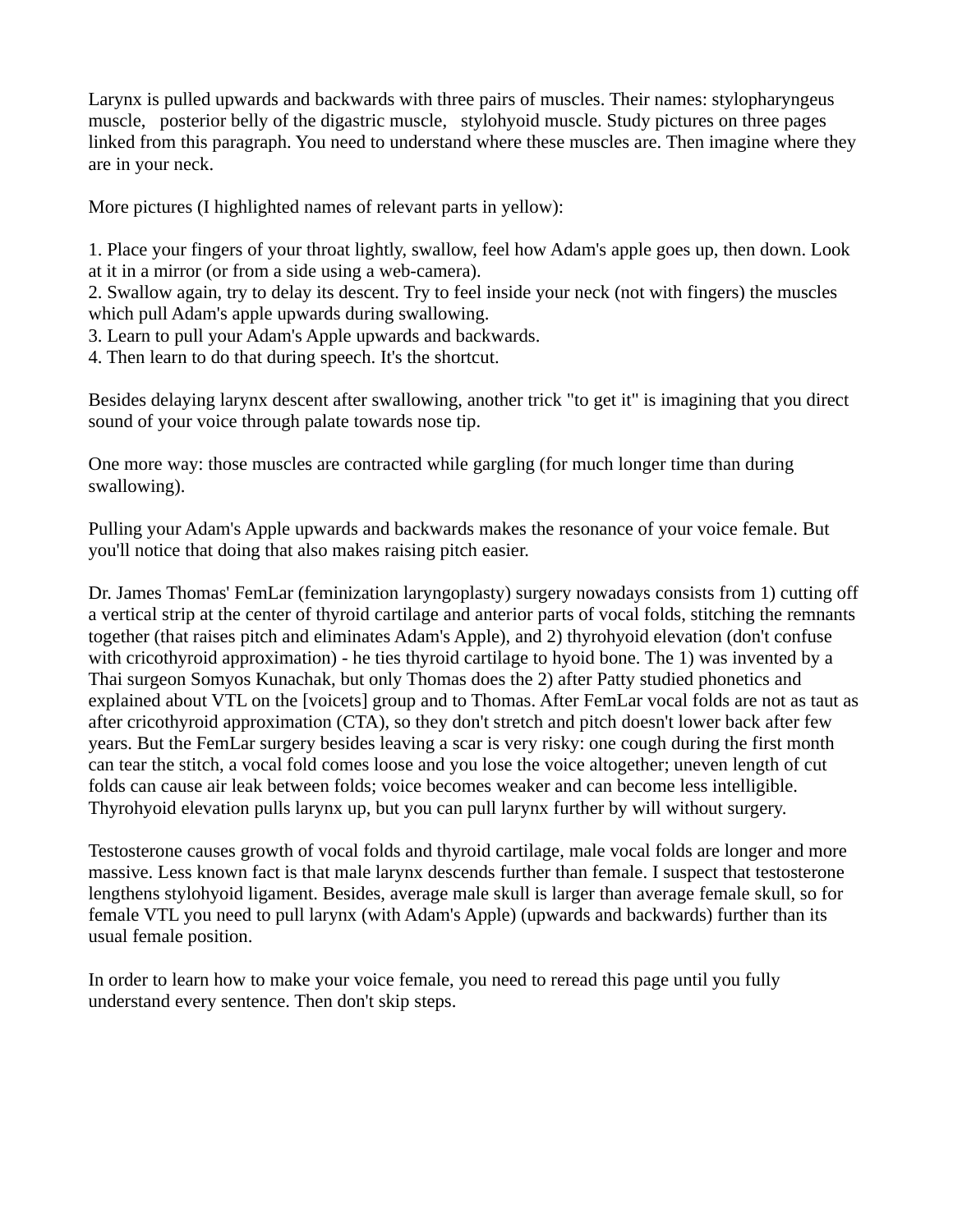Larynx is pulled upwards and backwards with three pairs of muscles. Their names: stylopharyngeus muscle,   posterior belly of the digastric muscle,   stylohyoid muscle. Study pictures on three pages linked from this paragraph. You need to understand where these muscles are. Then imagine where they are in your neck.

More pictures (I highlighted names of relevant parts in yellow):

1. Place your fingers of your throat lightly, swallow, feel how Adam's apple goes up, then down. Look at it in a mirror (or from a side using a web-camera).
2. Swallow again, try to delay its descent. Try to feel inside your neck (not with fingers) the muscles which pull Adam's apple upwards during swallowing.
3. Learn to pull your Adam's Apple upwards and backwards.
4. Then learn to do that during speech. It's the shortcut.

Besides delaying larynx descent after swallowing, another trick "to get it" is imagining that you direct sound of your voice through palate towards nose tip.

One more way: those muscles are contracted while gargling (for much longer time than during swallowing).

Pulling your Adam's Apple upwards and backwards makes the resonance of your voice female. But you'll notice that doing that also makes raising pitch easier.

Dr. James Thomas' FemLar (feminization laryngoplasty) surgery nowadays consists from 1) cutting off a vertical strip at the center of thyroid cartilage and anterior parts of vocal folds, stitching the remnants together (that raises pitch and eliminates Adam's Apple), and 2) thyrohyoid elevation (don't confuse with cricothyroid approximation) - he ties thyroid cartilage to hyoid bone. The 1) was invented by a Thai surgeon Somyos Kunachak, but only Thomas does the 2) after Patty studied phonetics and explained about VTL on the [voicets] group and to Thomas. After FemLar vocal folds are not as taut as after cricothyroid approximation (CTA), so they don't stretch and pitch doesn't lower back after few years. But the FemLar surgery besides leaving a scar is very risky: one cough during the first month can tear the stitch, a vocal fold comes loose and you lose the voice altogether; uneven length of cut folds can cause air leak between folds; voice becomes weaker and can become less intelligible. Thyrohyoid elevation pulls larynx up, but you can pull larynx further by will without surgery.

Testosterone causes growth of vocal folds and thyroid cartilage, male vocal folds are longer and more massive. Less known fact is that male larynx descends further than female. I suspect that testosterone lengthens stylohyoid ligament. Besides, average male skull is larger than average female skull, so for female VTL you need to pull larynx (with Adam's Apple) (upwards and backwards) further than its usual female position.

In order to learn how to make your voice female, you need to reread this page until you fully understand every sentence. Then don't skip steps.